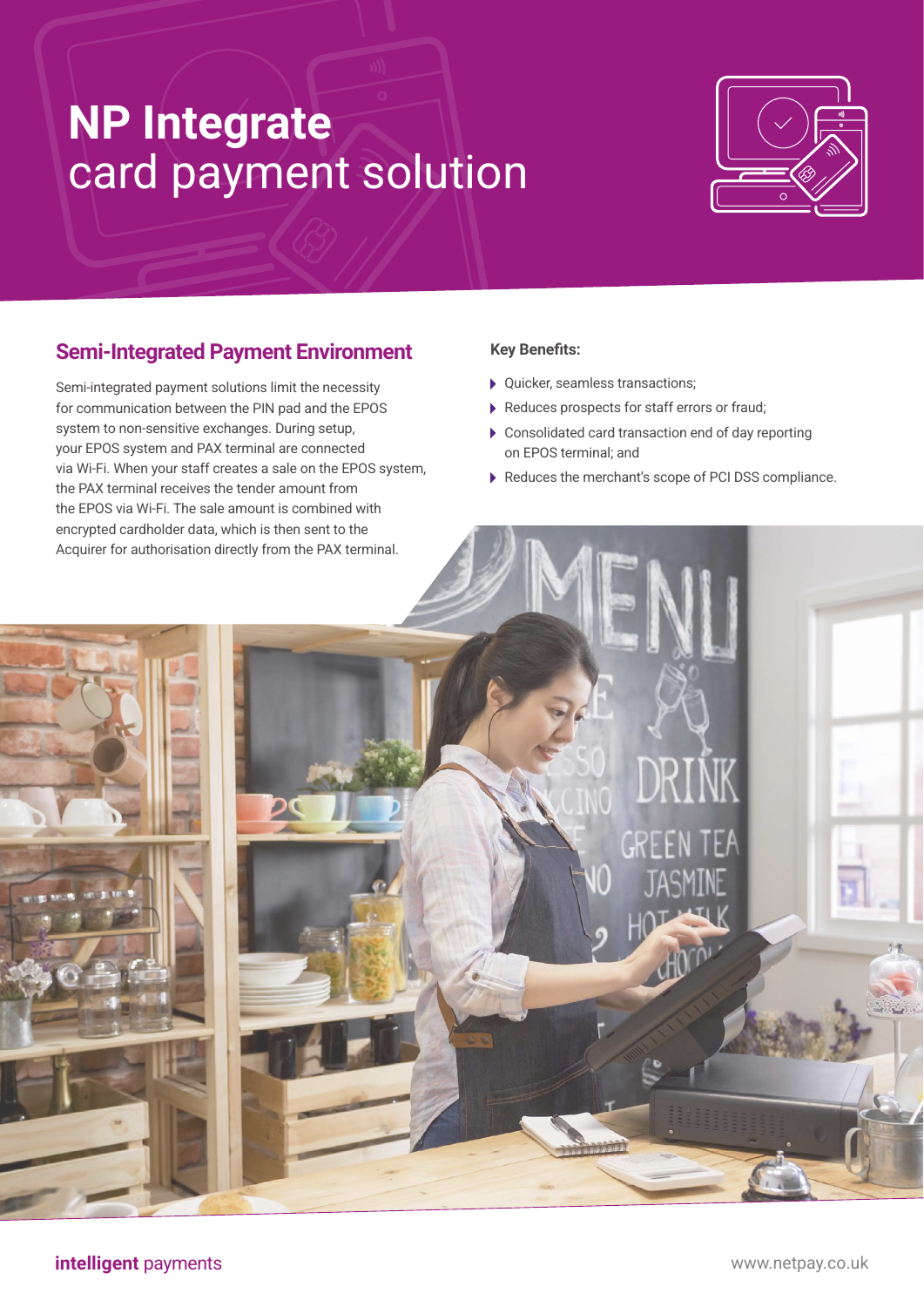# NP Integrate card payment solution

## Semi-Integrated Payment Environment

Semi-integrated payment solutions limit the necessity for communication between the PIN pad and the EPOS system to non-sensitive exchanges. During setup, your EPOS system and PAX terminal are connected via Wi-Fi. When your staff creates a sale on the EPOS system, the PAX terminal receives the tender amount from the EPOS via Wi-Fi. The sale amount is combined with encrypted cardholder data, which is then sent to the Acquirer for authorisation directly from the PAX terminal.

**Key Benefits:**

- Quicker, seamless transactions;
- Reduces prospects for staff errors or fraud;
- Consolidated card transaction end of day reporting on EPOS terminal; and
- Reduces the merchant's scope of PCI DSS compliance.

**intelligent** payments

www.netpay.co.uk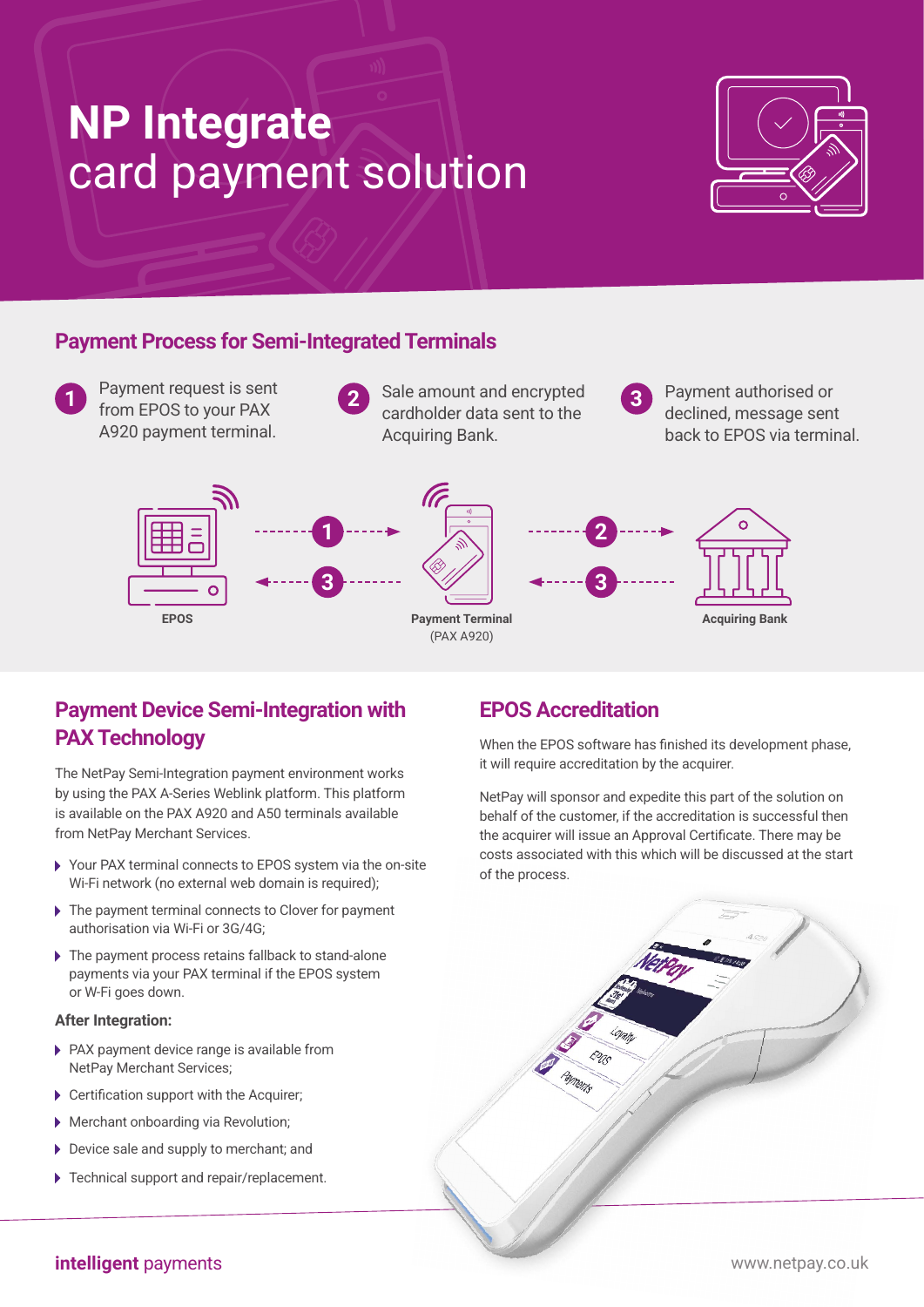# NP Integrate
card payment solution

## Payment Process for Semi-Integrated Terminals

1. Payment request is sent from EPOS to your PAX A920 payment terminal.
2. Sale amount and encrypted cardholder data sent to the Acquiring Bank.
3. Payment authorised or declined, message sent back to EPOS via terminal.

EPOS

Payment Terminal
(PAX A920)

Acquiring Bank

## Payment Device Semi-Integration with PAX Technology

The NetPay Semi-Integration payment environment works by using the PAX A-Series Weblink platform. This platform is available on the PAX A920 and A50 terminals available from NetPay Merchant Services.

- Your PAX terminal connects to EPOS system via the on-site Wi-Fi network (no external web domain is required);
- The payment terminal connects to Clover for payment authorisation via Wi-Fi or 3G/4G;
- The payment process retains fallback to stand-alone payments via your PAX terminal if the EPOS system or W-Fi goes down.

### After Integration:

- PAX payment device range is available from NetPay Merchant Services;
- Certification support with the Acquirer;
- Merchant onboarding via Revolution;
- Device sale and supply to merchant; and
- Technical support and repair/replacement.

## EPOS Accreditation

When the EPOS software has finished its development phase, it will require accreditation by the acquirer.

NetPay will sponsor and expedite this part of the solution on behalf of the customer, if the accreditation is successful then the acquirer will issue an Approval Certificate. There may be costs associated with this which will be discussed at the start of the process.

**intelligent** payments

www.netpay.co.uk